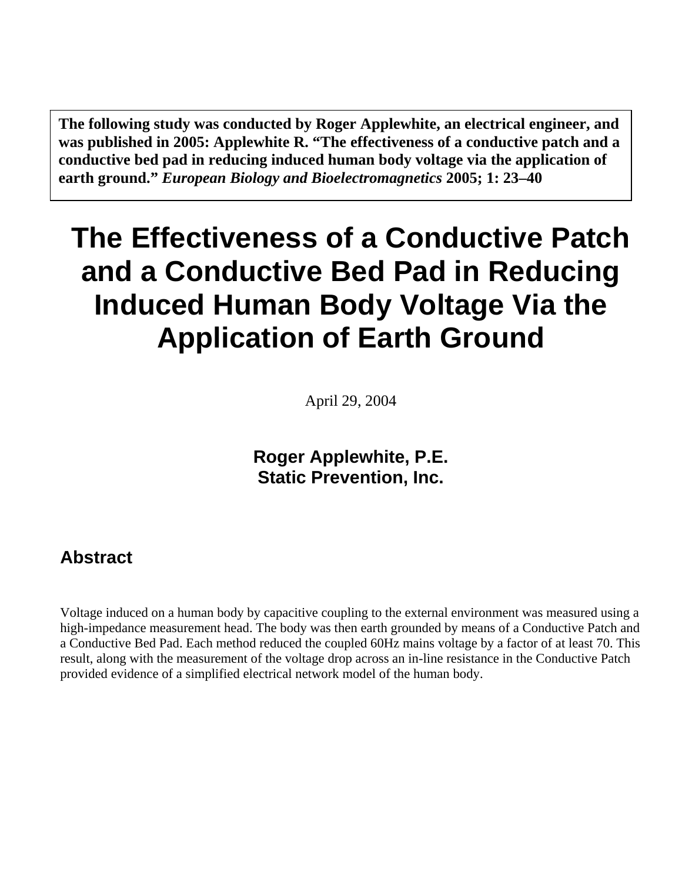**The following study was conducted by Roger Applewhite, an electrical engineer, and was published in 2005: Applewhite R. "The effectiveness of a conductive patch and a conductive bed pad in reducing induced human body voltage via the application of earth ground."** ***European Biology and Bioelectromagnetics*** **2005; 1: 23–40**

# The Effectiveness of a Conductive Patch and a Conductive Bed Pad in Reducing Induced Human Body Voltage Via the Application of Earth Ground

April 29, 2004

**Roger Applewhite, P.E.**
**Static Prevention, Inc.**

## Abstract

Voltage induced on a human body by capacitive coupling to the external environment was measured using a high-impedance measurement head. The body was then earth grounded by means of a Conductive Patch and a Conductive Bed Pad. Each method reduced the coupled 60Hz mains voltage by a factor of at least 70. This result, along with the measurement of the voltage drop across an in-line resistance in the Conductive Patch provided evidence of a simplified electrical network model of the human body.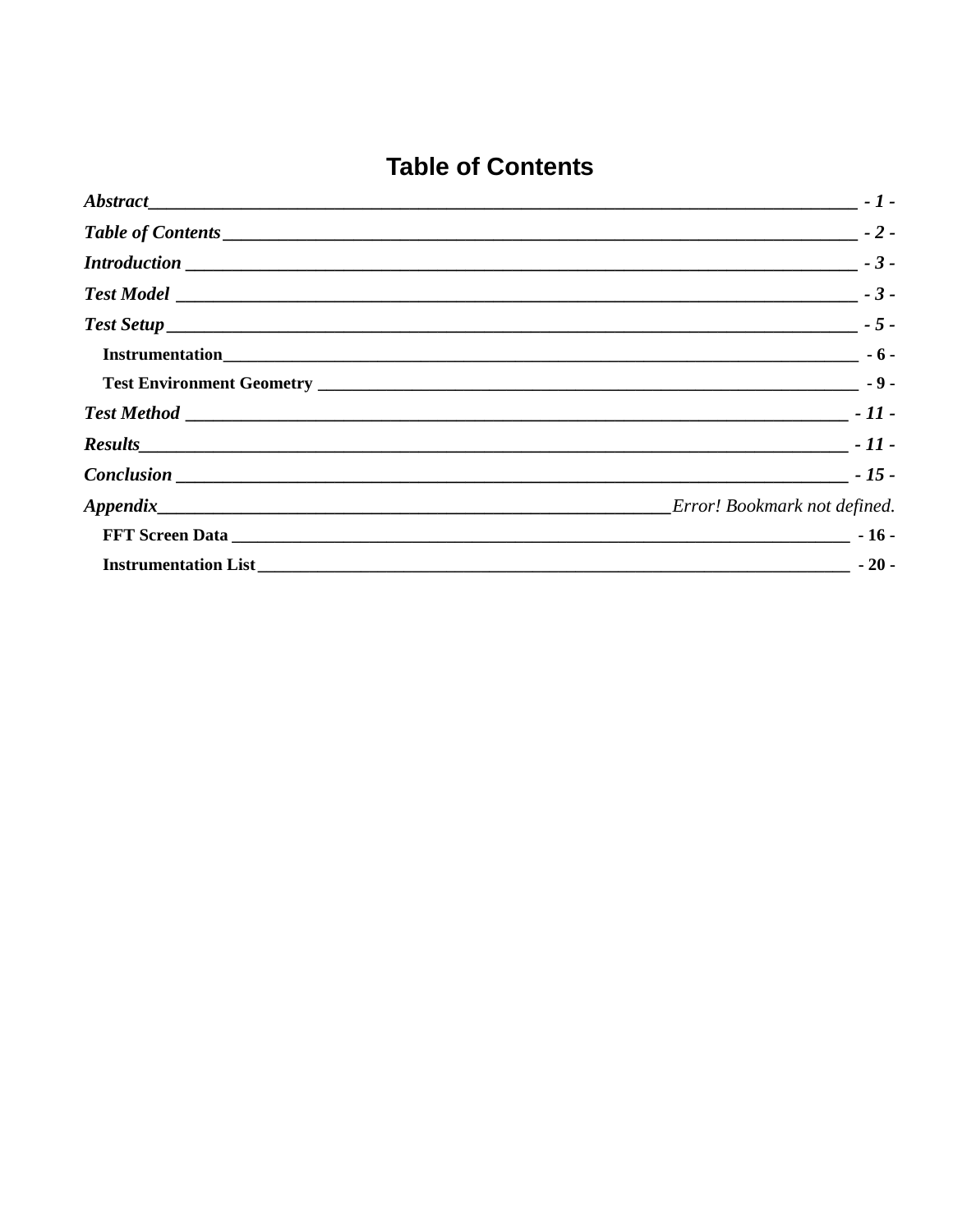# Table of Contents

*Abstract* - 1 -

*Table of Contents* - 2 -

*Introduction* - 3 -

*Test Model* - 3 -

*Test Setup* - 5 -

- **Instrumentation** - 6 -
- **Test Environment Geometry** - 9 -

*Test Method* - 11 -

*Results* - 11 -

*Conclusion* - 15 -

*Appendix* *Error! Bookmark not defined.*

- **FFT Screen Data** - 16 -
- **Instrumentation List** - 20 -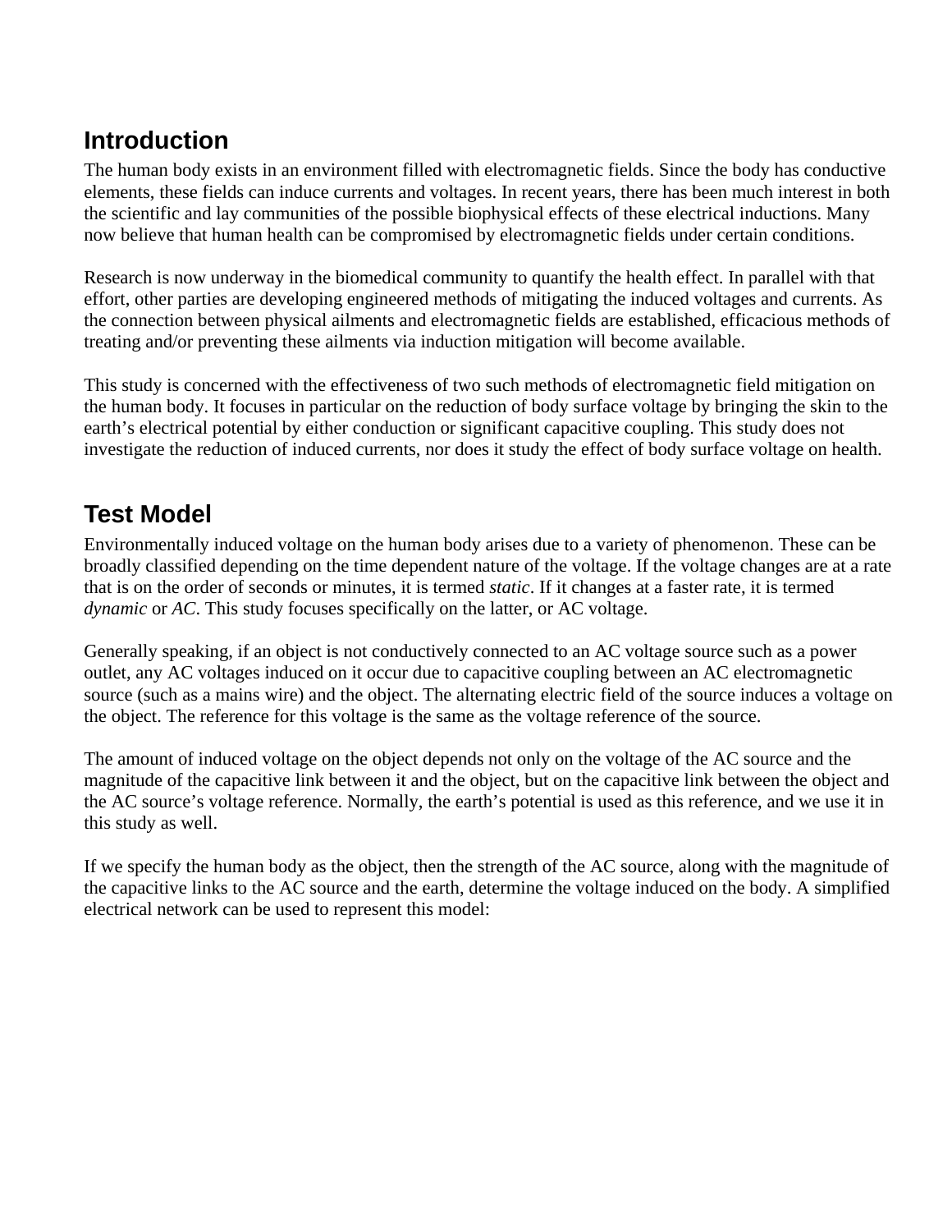## Introduction

The human body exists in an environment filled with electromagnetic fields. Since the body has conductive elements, these fields can induce currents and voltages. In recent years, there has been much interest in both the scientific and lay communities of the possible biophysical effects of these electrical inductions. Many now believe that human health can be compromised by electromagnetic fields under certain conditions.

Research is now underway in the biomedical community to quantify the health effect. In parallel with that effort, other parties are developing engineered methods of mitigating the induced voltages and currents. As the connection between physical ailments and electromagnetic fields are established, efficacious methods of treating and/or preventing these ailments via induction mitigation will become available.

This study is concerned with the effectiveness of two such methods of electromagnetic field mitigation on the human body. It focuses in particular on the reduction of body surface voltage by bringing the skin to the earth's electrical potential by either conduction or significant capacitive coupling. This study does not investigate the reduction of induced currents, nor does it study the effect of body surface voltage on health.

## Test Model

Environmentally induced voltage on the human body arises due to a variety of phenomenon. These can be broadly classified depending on the time dependent nature of the voltage. If the voltage changes are at a rate that is on the order of seconds or minutes, it is termed *static*. If it changes at a faster rate, it is termed *dynamic* or *AC*. This study focuses specifically on the latter, or AC voltage.

Generally speaking, if an object is not conductively connected to an AC voltage source such as a power outlet, any AC voltages induced on it occur due to capacitive coupling between an AC electromagnetic source (such as a mains wire) and the object. The alternating electric field of the source induces a voltage on the object. The reference for this voltage is the same as the voltage reference of the source.

The amount of induced voltage on the object depends not only on the voltage of the AC source and the magnitude of the capacitive link between it and the object, but on the capacitive link between the object and the AC source's voltage reference. Normally, the earth's potential is used as this reference, and we use it in this study as well.

If we specify the human body as the object, then the strength of the AC source, along with the magnitude of the capacitive links to the AC source and the earth, determine the voltage induced on the body. A simplified electrical network can be used to represent this model: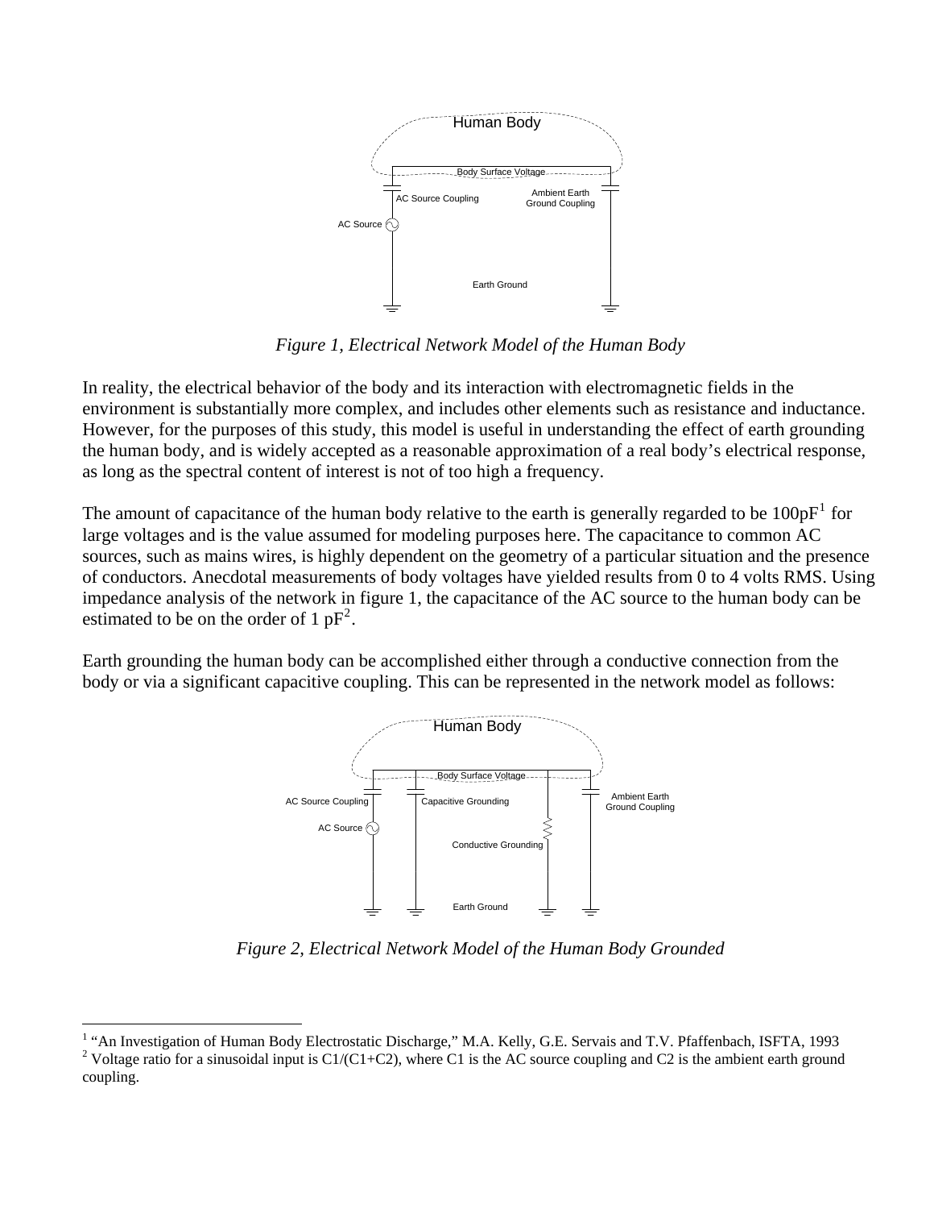*Figure 1, Electrical Network Model of the Human Body*

In reality, the electrical behavior of the body and its interaction with electromagnetic fields in the environment is substantially more complex, and includes other elements such as resistance and inductance. However, for the purposes of this study, this model is useful in understanding the effect of earth grounding the human body, and is widely accepted as a reasonable approximation of a real body's electrical response, as long as the spectral content of interest is not of too high a frequency.

The amount of capacitance of the human body relative to the earth is generally regarded to be 100pF[1] for large voltages and is the value assumed for modeling purposes here. The capacitance to common AC sources, such as mains wires, is highly dependent on the geometry of a particular situation and the presence of conductors. Anecdotal measurements of body voltages have yielded results from 0 to 4 volts RMS. Using impedance analysis of the network in figure 1, the capacitance of the AC source to the human body can be estimated to be on the order of 1 pF[2].

Earth grounding the human body can be accomplished either through a conductive connection from the body or via a significant capacitive coupling. This can be represented in the network model as follows:

*Figure 2, Electrical Network Model of the Human Body Grounded*

[1] "An Investigation of Human Body Electrostatic Discharge," M.A. Kelly, G.E. Servais and T.V. Pfaffenbach, ISFTA, 1993

[2] Voltage ratio for a sinusoidal input is $C1/(C1+C2)$, where C1 is the AC source coupling and C2 is the ambient earth ground coupling.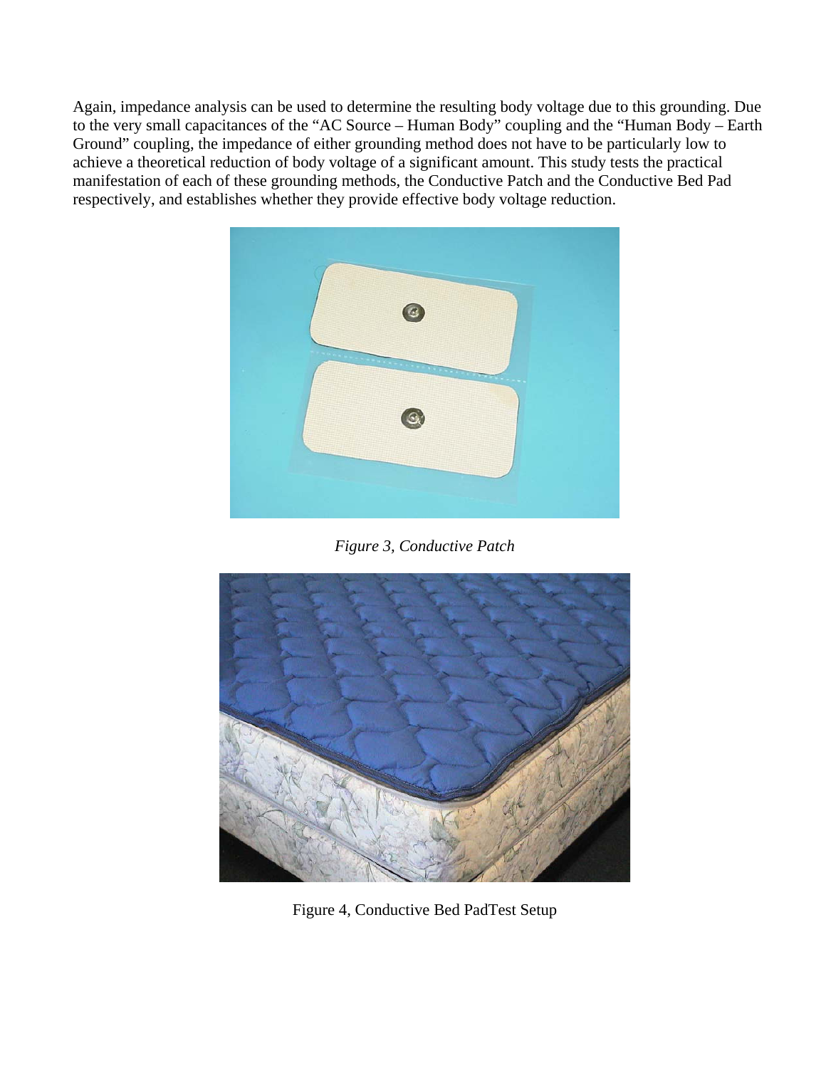Again, impedance analysis can be used to determine the resulting body voltage due to this grounding. Due to the very small capacitances of the "AC Source – Human Body" coupling and the "Human Body – Earth Ground" coupling, the impedance of either grounding method does not have to be particularly low to achieve a theoretical reduction of body voltage of a significant amount. This study tests the practical manifestation of each of these grounding methods, the Conductive Patch and the Conductive Bed Pad respectively, and establishes whether they provide effective body voltage reduction.

*Figure 3, Conductive Patch*

Figure 4, Conductive Bed PadTest Setup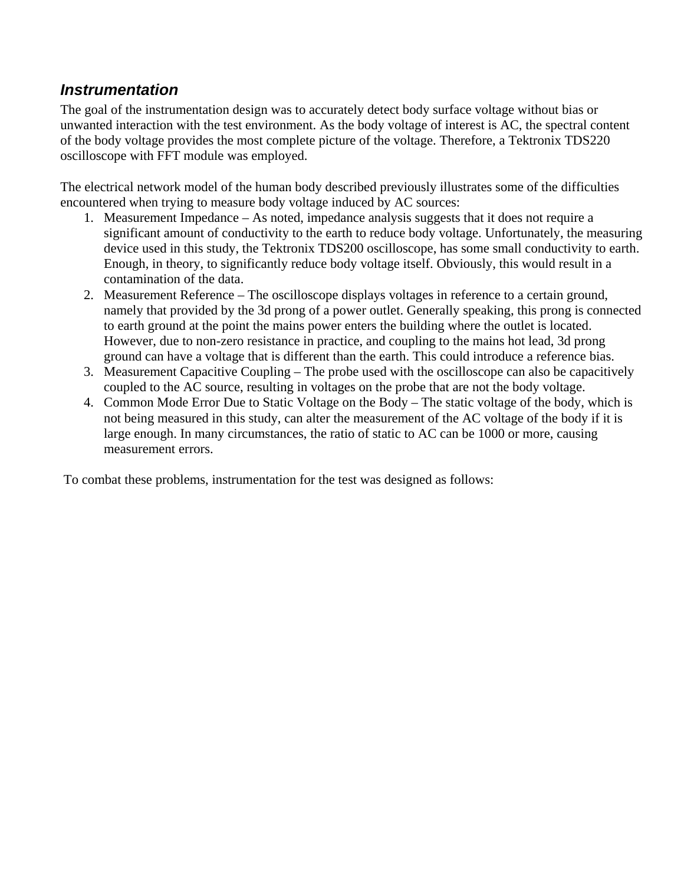### *Instrumentation*

The goal of the instrumentation design was to accurately detect body surface voltage without bias or unwanted interaction with the test environment. As the body voltage of interest is AC, the spectral content of the body voltage provides the most complete picture of the voltage. Therefore, a Tektronix TDS220 oscilloscope with FFT module was employed.

The electrical network model of the human body described previously illustrates some of the difficulties encountered when trying to measure body voltage induced by AC sources:

1. Measurement Impedance – As noted, impedance analysis suggests that it does not require a significant amount of conductivity to the earth to reduce body voltage. Unfortunately, the measuring device used in this study, the Tektronix TDS200 oscilloscope, has some small conductivity to earth. Enough, in theory, to significantly reduce body voltage itself. Obviously, this would result in a contamination of the data.
2. Measurement Reference – The oscilloscope displays voltages in reference to a certain ground, namely that provided by the 3d prong of a power outlet. Generally speaking, this prong is connected to earth ground at the point the mains power enters the building where the outlet is located. However, due to non-zero resistance in practice, and coupling to the mains hot lead, 3d prong ground can have a voltage that is different than the earth. This could introduce a reference bias.
3. Measurement Capacitive Coupling – The probe used with the oscilloscope can also be capacitively coupled to the AC source, resulting in voltages on the probe that are not the body voltage.
4. Common Mode Error Due to Static Voltage on the Body – The static voltage of the body, which is not being measured in this study, can alter the measurement of the AC voltage of the body if it is large enough. In many circumstances, the ratio of static to AC can be 1000 or more, causing measurement errors.

To combat these problems, instrumentation for the test was designed as follows: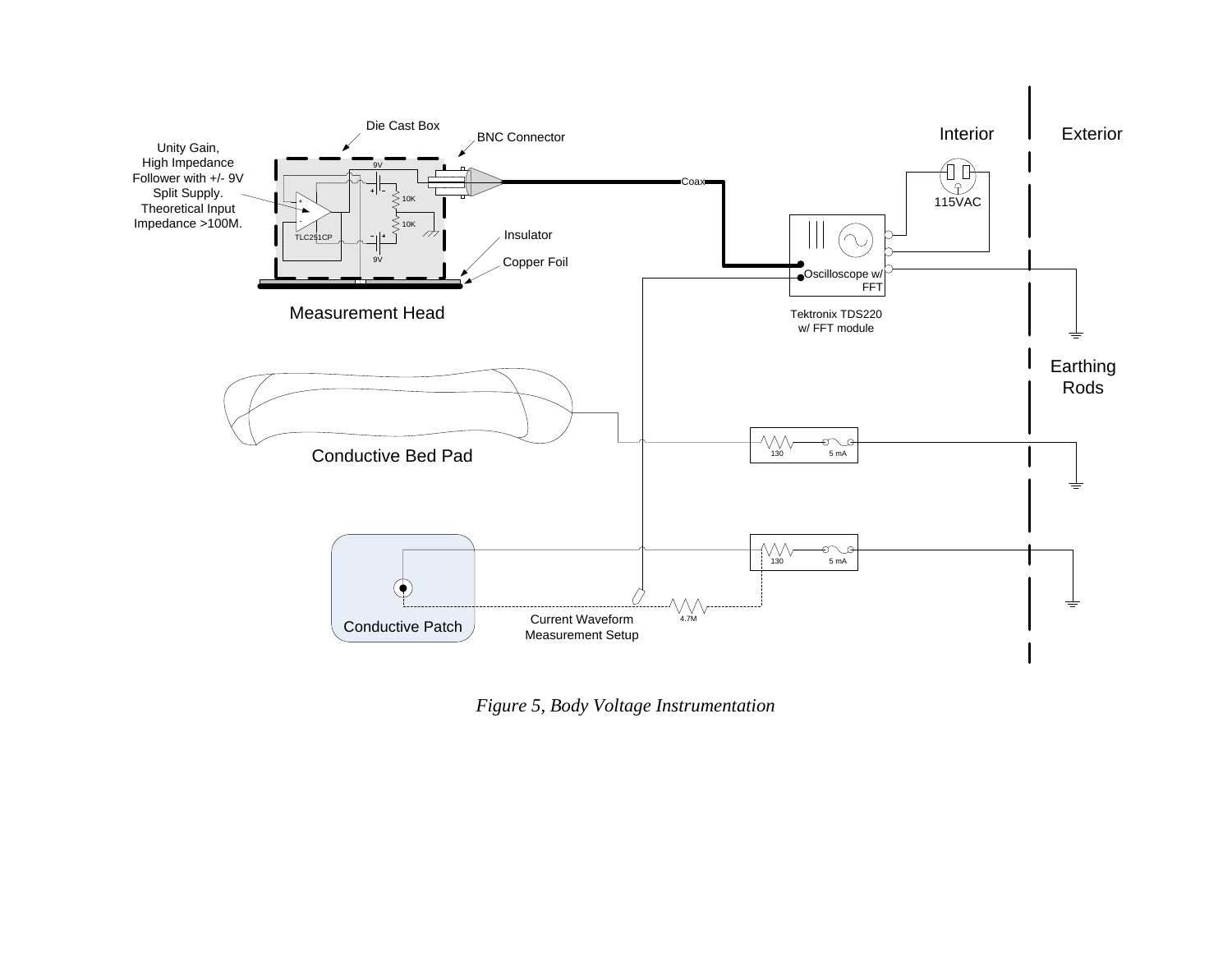*Figure 5, Body Voltage Instrumentation*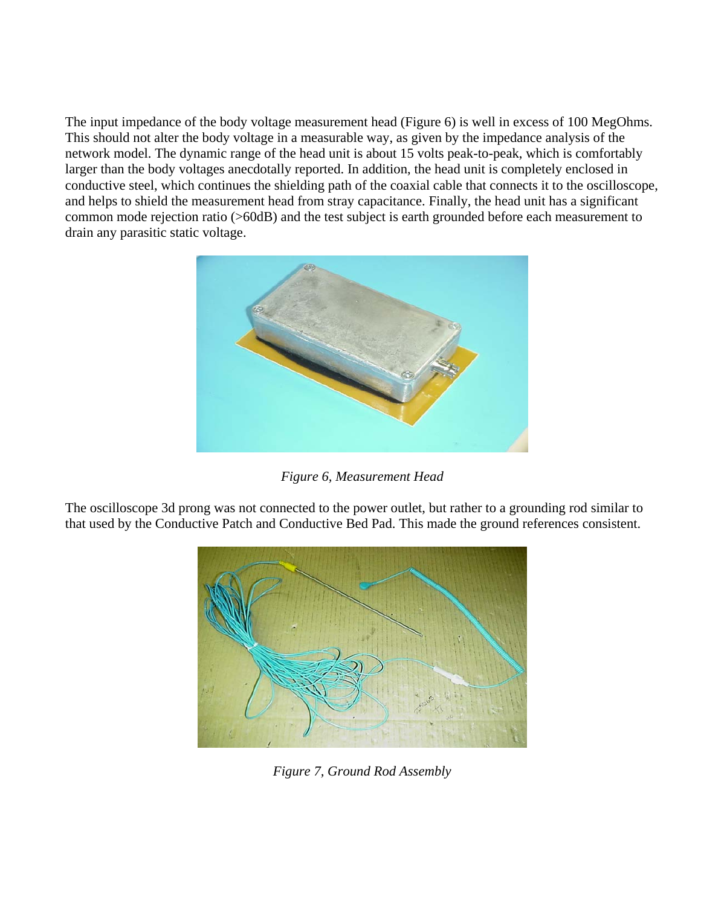The input impedance of the body voltage measurement head (Figure 6) is well in excess of 100 MegOhms. This should not alter the body voltage in a measurable way, as given by the impedance analysis of the network model. The dynamic range of the head unit is about 15 volts peak-to-peak, which is comfortably larger than the body voltages anecdotally reported. In addition, the head unit is completely enclosed in conductive steel, which continues the shielding path of the coaxial cable that connects it to the oscilloscope, and helps to shield the measurement head from stray capacitance. Finally, the head unit has a significant common mode rejection ratio (>60dB) and the test subject is earth grounded before each measurement to drain any parasitic static voltage.

*Figure 6, Measurement Head*

The oscilloscope 3d prong was not connected to the power outlet, but rather to a grounding rod similar to that used by the Conductive Patch and Conductive Bed Pad. This made the ground references consistent.

*Figure 7, Ground Rod Assembly*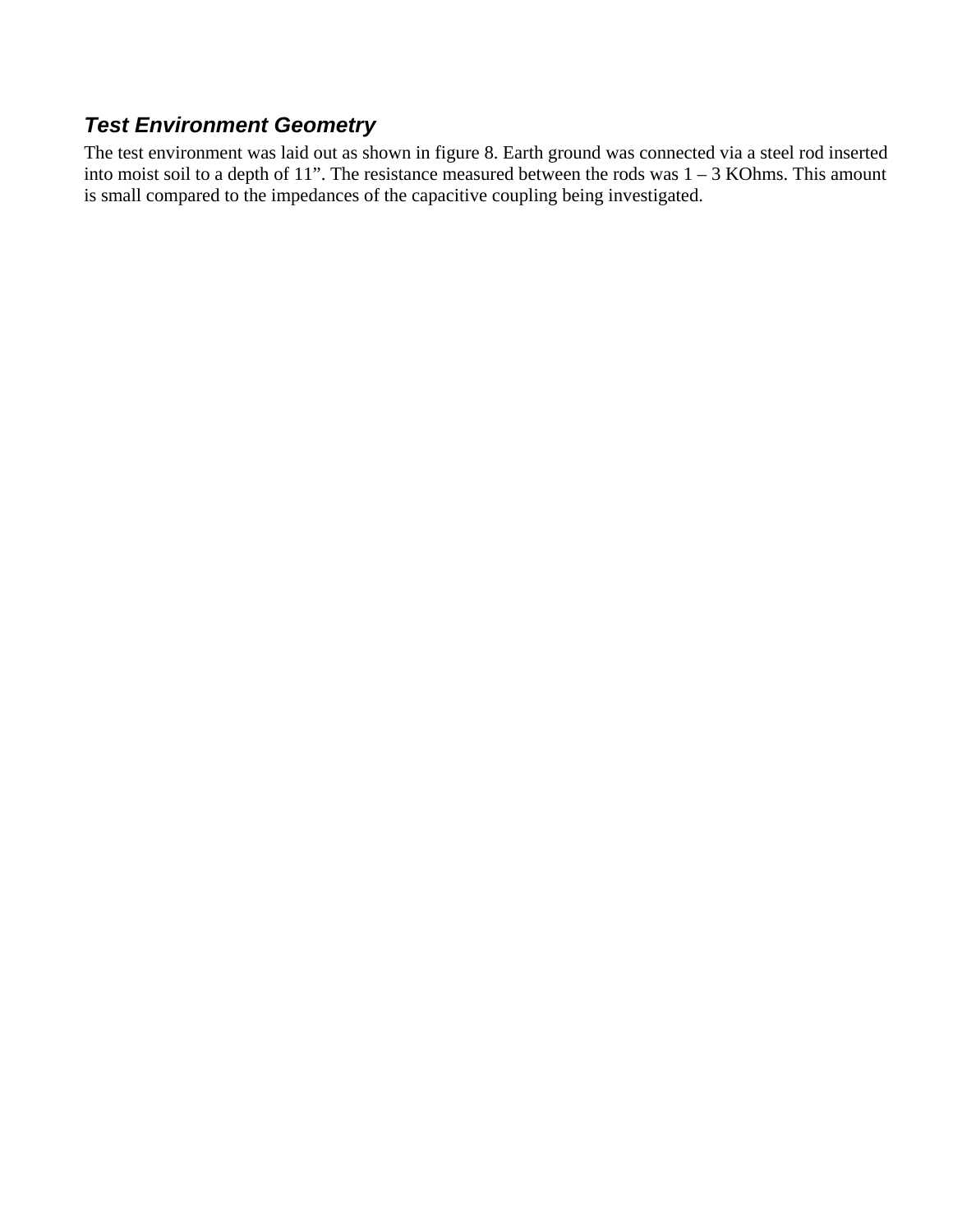### *Test Environment Geometry*

The test environment was laid out as shown in figure 8. Earth ground was connected via a steel rod inserted into moist soil to a depth of 11”. The resistance measured between the rods was 1 – 3 KOhms. This amount is small compared to the impedances of the capacitive coupling being investigated.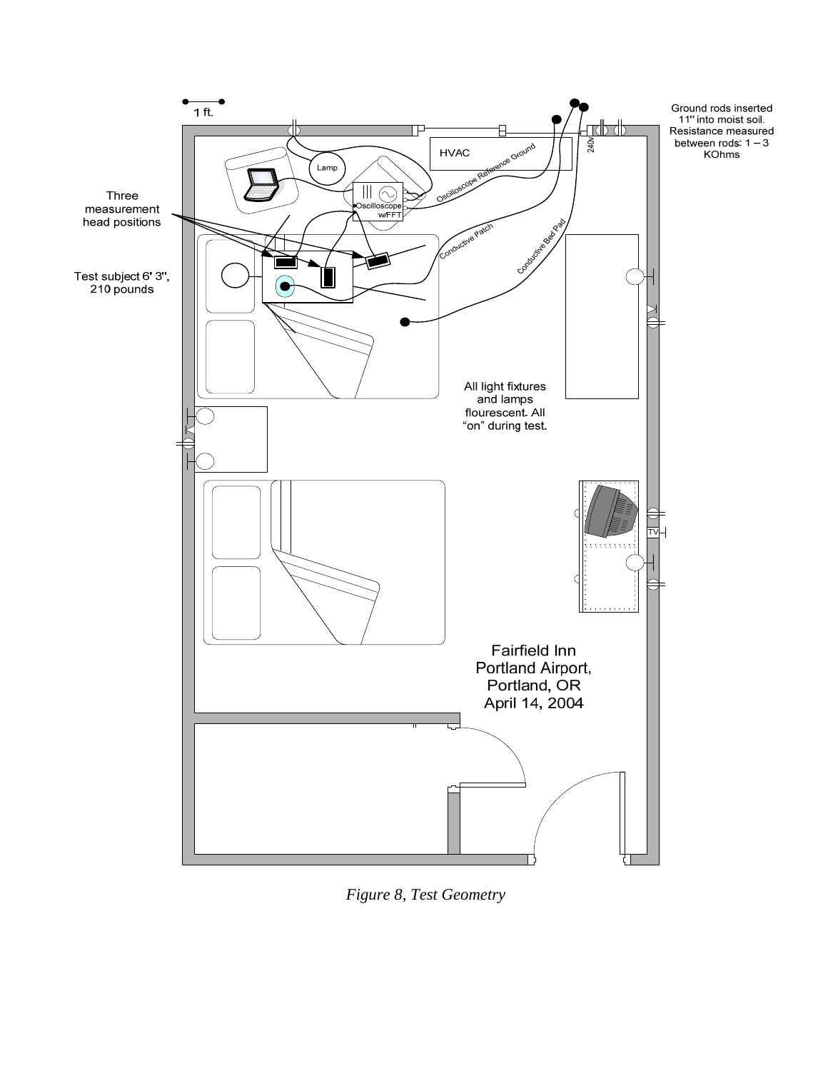1 ft.

Ground rods inserted 11" into moist soil. Resistance measured between rods: 1 – 3 KOhms

Three measurement head positions

Test subject 6' 3", 210 pounds

HVAC

240v

Lamp

Oscilloscope w/FFT

Oscilloscope Reference Ground

Conductive Patch

Conductive Bed Pad

All light fixtures and lamps flourescent. All "on" during test.

TV

Fairfield Inn
Portland Airport,
Portland, OR
April 14, 2004

*Figure 8, Test Geometry*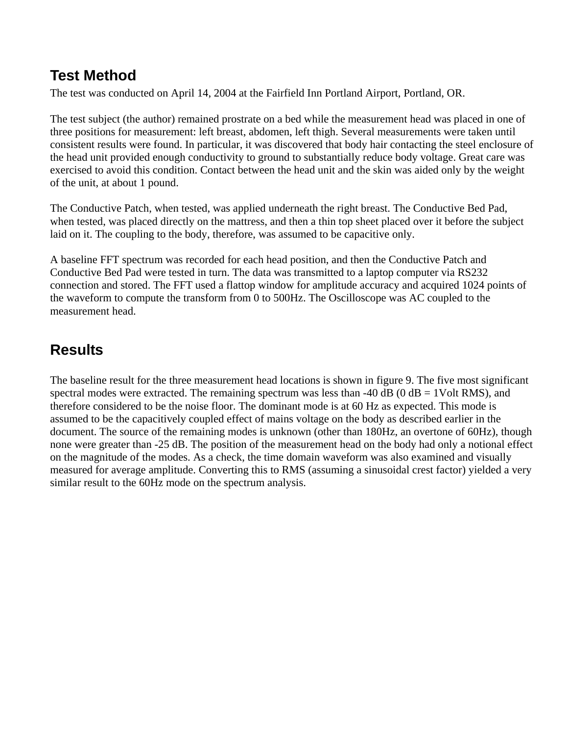## Test Method

The test was conducted on April 14, 2004 at the Fairfield Inn Portland Airport, Portland, OR.

The test subject (the author) remained prostrate on a bed while the measurement head was placed in one of three positions for measurement: left breast, abdomen, left thigh. Several measurements were taken until consistent results were found. In particular, it was discovered that body hair contacting the steel enclosure of the head unit provided enough conductivity to ground to substantially reduce body voltage. Great care was exercised to avoid this condition. Contact between the head unit and the skin was aided only by the weight of the unit, at about 1 pound.

The Conductive Patch, when tested, was applied underneath the right breast. The Conductive Bed Pad, when tested, was placed directly on the mattress, and then a thin top sheet placed over it before the subject laid on it. The coupling to the body, therefore, was assumed to be capacitive only.

A baseline FFT spectrum was recorded for each head position, and then the Conductive Patch and Conductive Bed Pad were tested in turn. The data was transmitted to a laptop computer via RS232 connection and stored. The FFT used a flattop window for amplitude accuracy and acquired 1024 points of the waveform to compute the transform from 0 to 500Hz. The Oscilloscope was AC coupled to the measurement head.

## Results

The baseline result for the three measurement head locations is shown in figure 9. The five most significant spectral modes were extracted. The remaining spectrum was less than -40 dB (0 dB = 1Volt RMS), and therefore considered to be the noise floor. The dominant mode is at 60 Hz as expected. This mode is assumed to be the capacitively coupled effect of mains voltage on the body as described earlier in the document. The source of the remaining modes is unknown (other than 180Hz, an overtone of 60Hz), though none were greater than -25 dB. The position of the measurement head on the body had only a notional effect on the magnitude of the modes. As a check, the time domain waveform was also examined and visually measured for average amplitude. Converting this to RMS (assuming a sinusoidal crest factor) yielded a very similar result to the 60Hz mode on the spectrum analysis.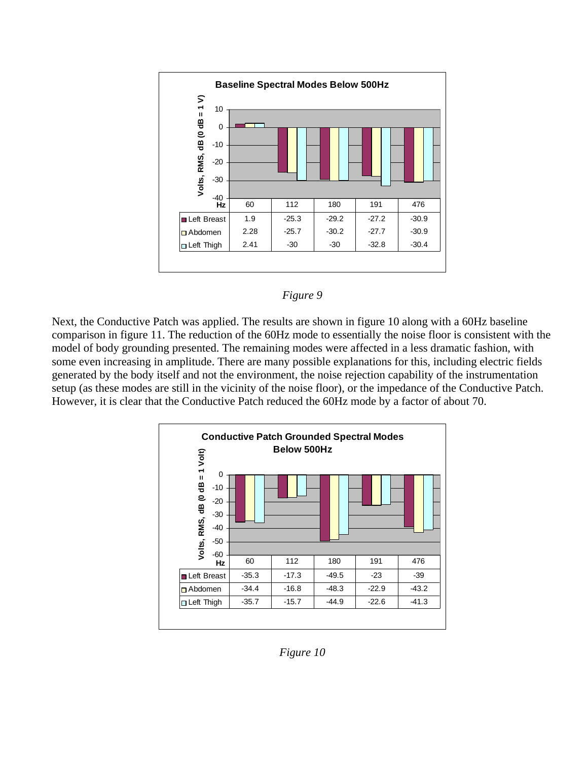**Baseline Spectral Modes Below 500Hz**

| Hz | 60 | 112 | 180 | 191 | 476 |
|---|---|---|---|---|---|
| Left Breast | 1.9 | -25.3 | -29.2 | -27.2 | -30.9 |
| Abdomen | 2.28 | -25.7 | -30.2 | -27.7 | -30.9 |
| Left Thigh | 2.41 | -30 | -30 | -32.8 | -30.4 |

Volts, RMS, dB (0 dB = 1 V)

*Figure 9*

Next, the Conductive Patch was applied. The results are shown in figure 10 along with a 60Hz baseline comparison in figure 11. The reduction of the 60Hz mode to essentially the noise floor is consistent with the model of body grounding presented. The remaining modes were affected in a less dramatic fashion, with some even increasing in amplitude. There are many possible explanations for this, including electric fields generated by the body itself and not the environment, the noise rejection capability of the instrumentation setup (as these modes are still in the vicinity of the noise floor), or the impedance of the Conductive Patch. However, it is clear that the Conductive Patch reduced the 60Hz mode by a factor of about 70.

**Conductive Patch Grounded Spectral Modes Below 500Hz**

| Hz | 60 | 112 | 180 | 191 | 476 |
|---|---|---|---|---|---|
| Left Breast | -35.3 | -17.3 | -49.5 | -23 | -39 |
| Abdomen | -34.4 | -16.8 | -48.3 | -22.9 | -43.2 |
| Left Thigh | -35.7 | -15.7 | -44.9 | -22.6 | -41.3 |

Volts, RMS, dB (0 dB = 1 Volt)

*Figure 10*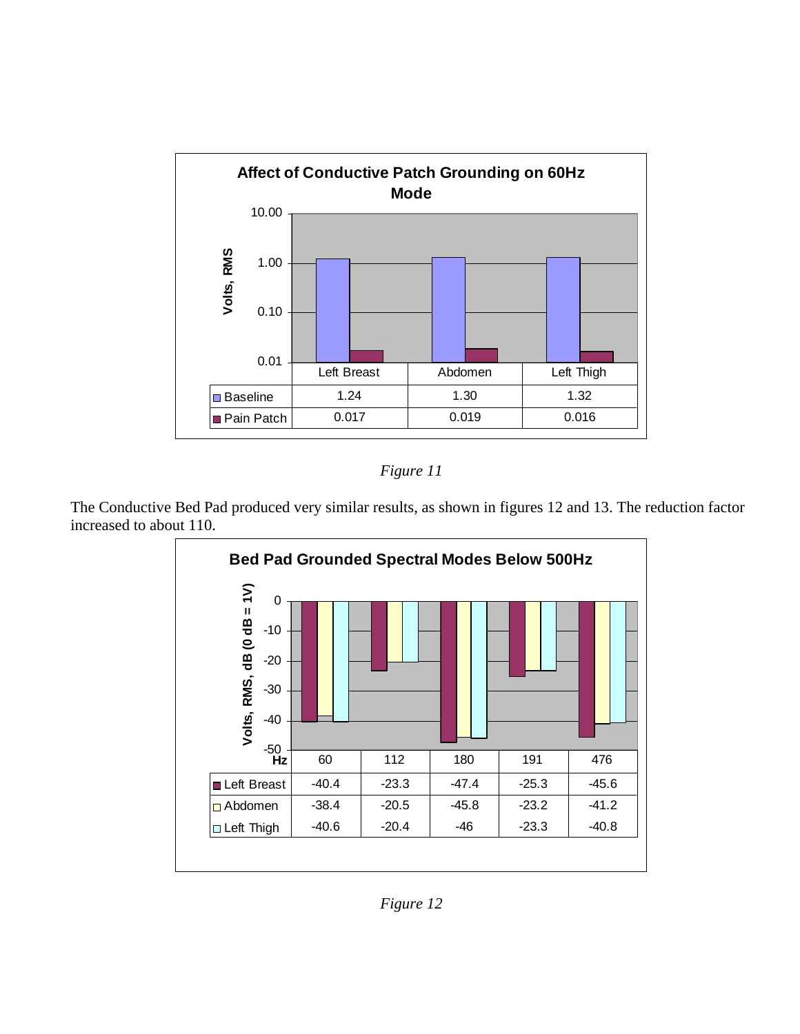**Affect of Conductive Patch Grounding on 60Hz Mode**

|  | Left Breast | Abdomen | Left Thigh |
|---|---|---|---|
| Baseline | 1.24 | 1.30 | 1.32 |
| Pain Patch | 0.017 | 0.019 | 0.016 |

*Figure 11*

The Conductive Bed Pad produced very similar results, as shown in figures 12 and 13. The reduction factor increased to about 110.

**Bed Pad Grounded Spectral Modes Below 500Hz**

| Hz | 60 | 112 | 180 | 191 | 476 |
|---|---|---|---|---|---|
| Left Breast | -40.4 | -23.3 | -47.4 | -25.3 | -45.6 |
| Abdomen | -38.4 | -20.5 | -45.8 | -23.2 | -41.2 |
| Left Thigh | -40.6 | -20.4 | -46 | -23.3 | -40.8 |

*Figure 12*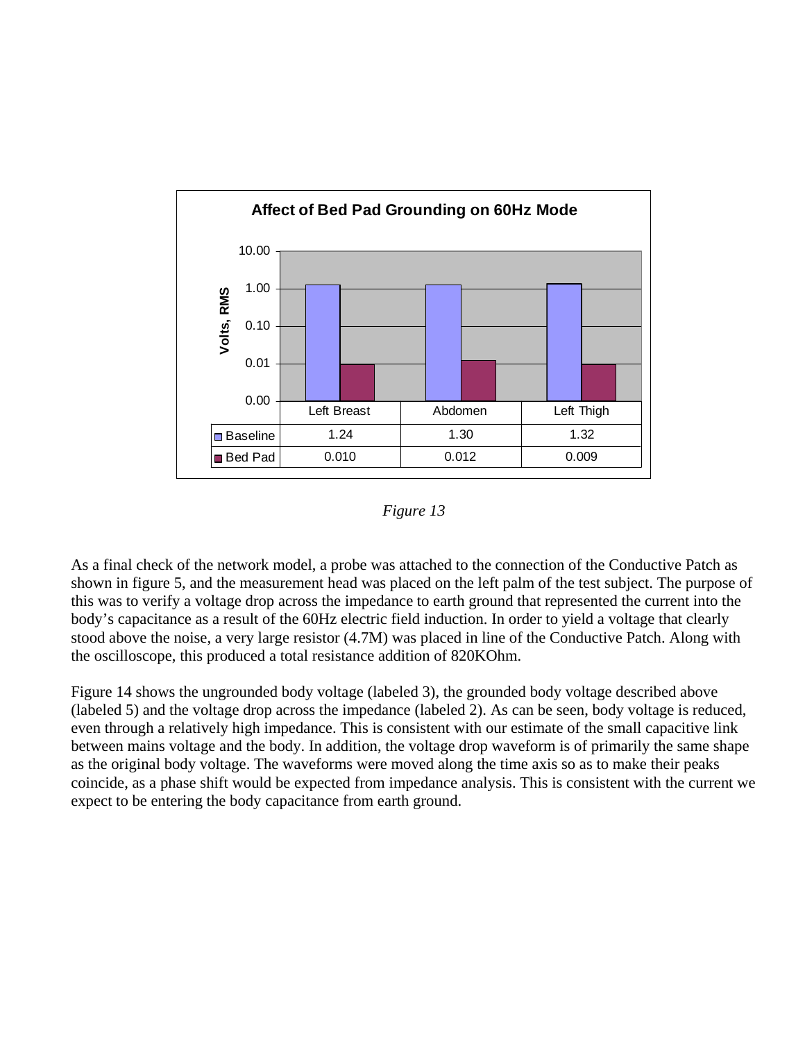**Affect of Bed Pad Grounding on 60Hz Mode**

| | Left Breast | Abdomen | Left Thigh |
|---|---|---|---|
| Baseline | 1.24 | 1.30 | 1.32 |
| Bed Pad | 0.010 | 0.012 | 0.009 |

*Figure 13*

As a final check of the network model, a probe was attached to the connection of the Conductive Patch as shown in figure 5, and the measurement head was placed on the left palm of the test subject. The purpose of this was to verify a voltage drop across the impedance to earth ground that represented the current into the body's capacitance as a result of the 60Hz electric field induction. In order to yield a voltage that clearly stood above the noise, a very large resistor (4.7M) was placed in line of the Conductive Patch. Along with the oscilloscope, this produced a total resistance addition of 820KOhm.

Figure 14 shows the ungrounded body voltage (labeled 3), the grounded body voltage described above (labeled 5) and the voltage drop across the impedance (labeled 2). As can be seen, body voltage is reduced, even through a relatively high impedance. This is consistent with our estimate of the small capacitive link between mains voltage and the body. In addition, the voltage drop waveform is of primarily the same shape as the original body voltage. The waveforms were moved along the time axis so as to make their peaks coincide, as a phase shift would be expected from impedance analysis. This is consistent with the current we expect to be entering the body capacitance from earth ground.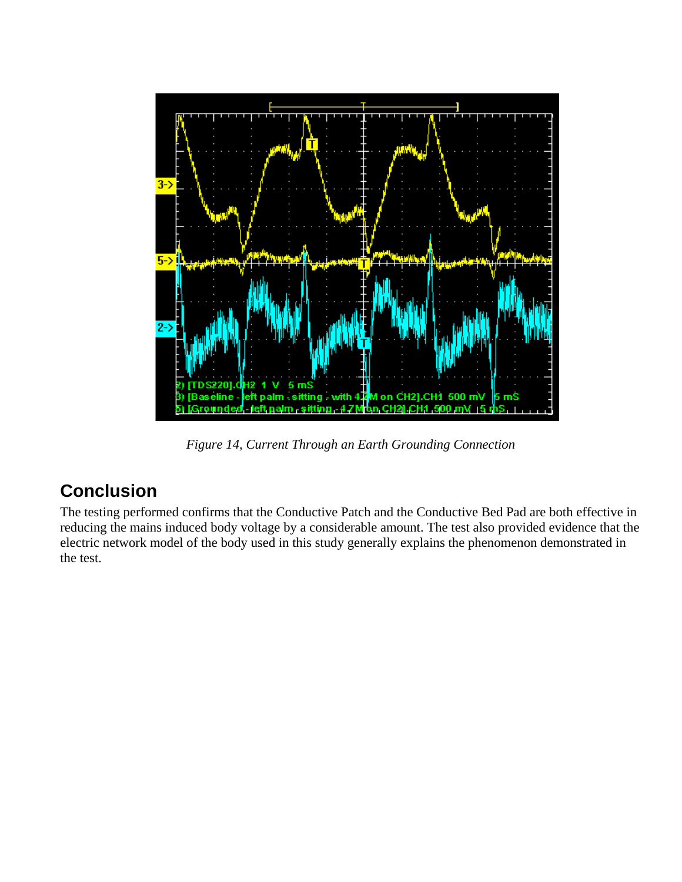*Figure 14, Current Through an Earth Grounding Connection*

## Conclusion

The testing performed confirms that the Conductive Patch and the Conductive Bed Pad are both effective in reducing the mains induced body voltage by a considerable amount. The test also provided evidence that the electric network model of the body used in this study generally explains the phenomenon demonstrated in the test.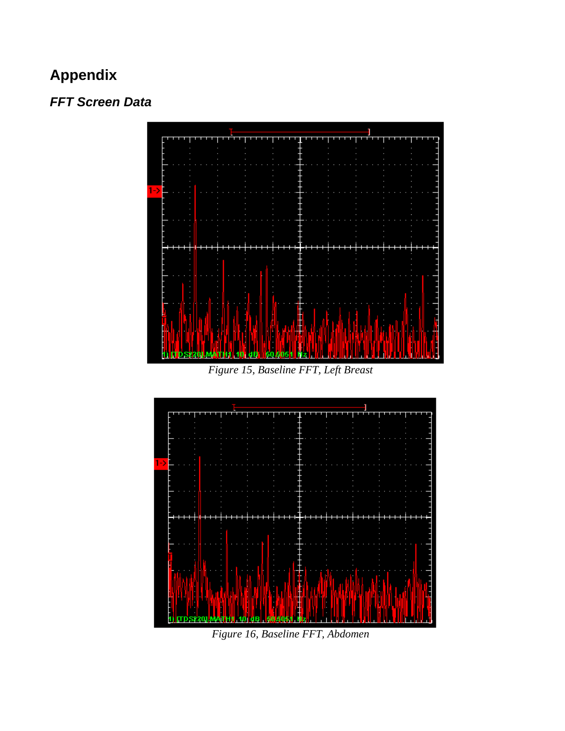# Appendix

## *FFT Screen Data*

*Figure 15, Baseline FFT, Left Breast*

*Figure 16, Baseline FFT, Abdomen*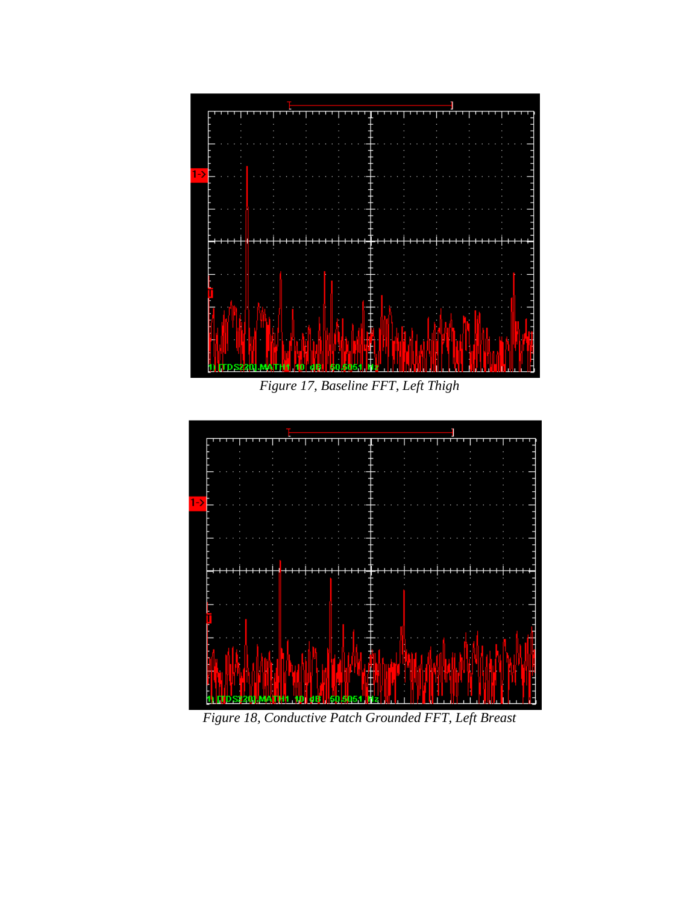Figure 17, Baseline FFT, Left Thigh

Figure 18, Conductive Patch Grounded FFT, Left Breast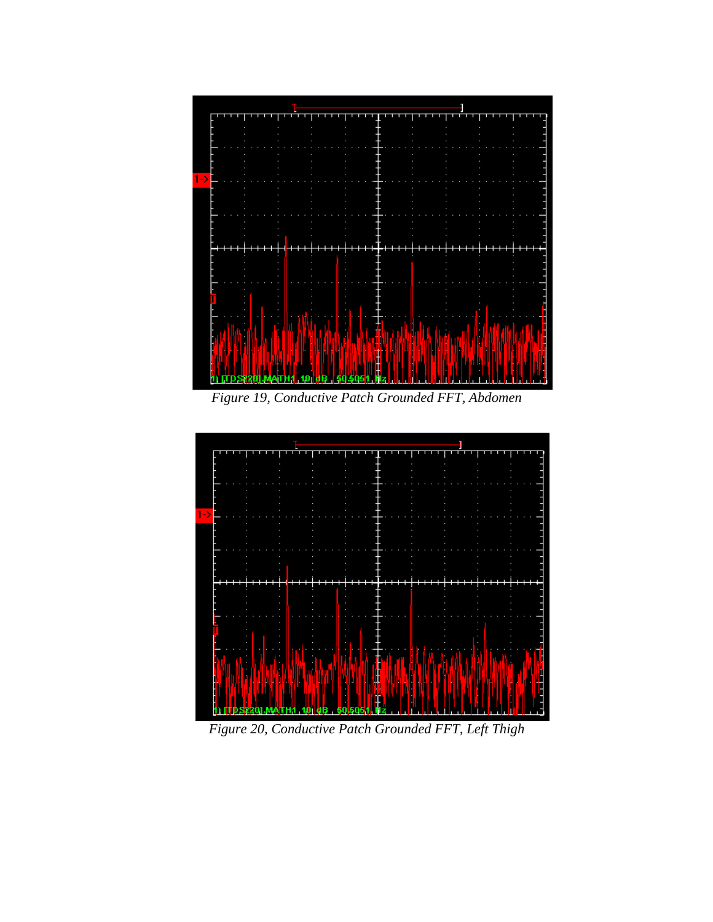Figure 19, Conductive Patch Grounded FFT, Abdomen

Figure 20, Conductive Patch Grounded FFT, Left Thigh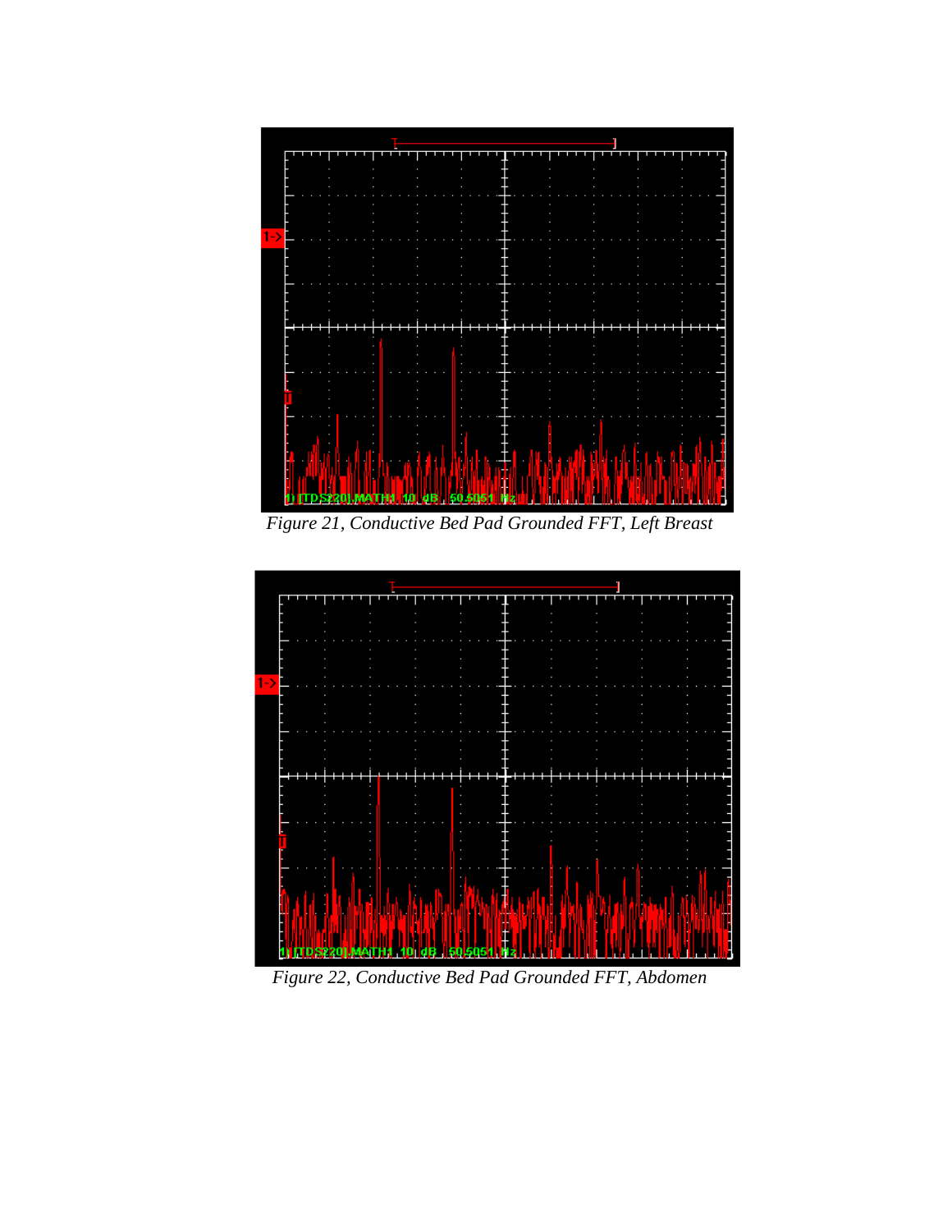*Figure 21, Conductive Bed Pad Grounded FFT, Left Breast*

*Figure 22, Conductive Bed Pad Grounded FFT, Abdomen*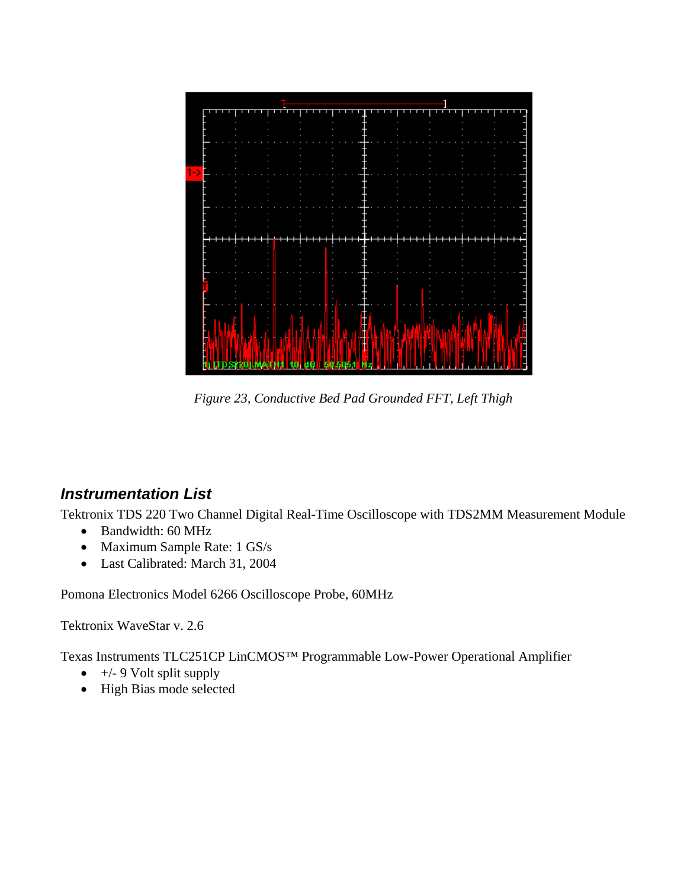1) [TDS220] MATH1 10 dB 50.5051 Hz

*Figure 23, Conductive Bed Pad Grounded FFT, Left Thigh*

### Instrumentation List

Tektronix TDS 220 Two Channel Digital Real-Time Oscilloscope with TDS2MM Measurement Module

- Bandwidth: 60 MHz
- Maximum Sample Rate: 1 GS/s
- Last Calibrated: March 31, 2004

Pomona Electronics Model 6266 Oscilloscope Probe, 60MHz

Tektronix WaveStar v. 2.6

Texas Instruments TLC251CP LinCMOS™ Programmable Low-Power Operational Amplifier

- +/- 9 Volt split supply
- High Bias mode selected